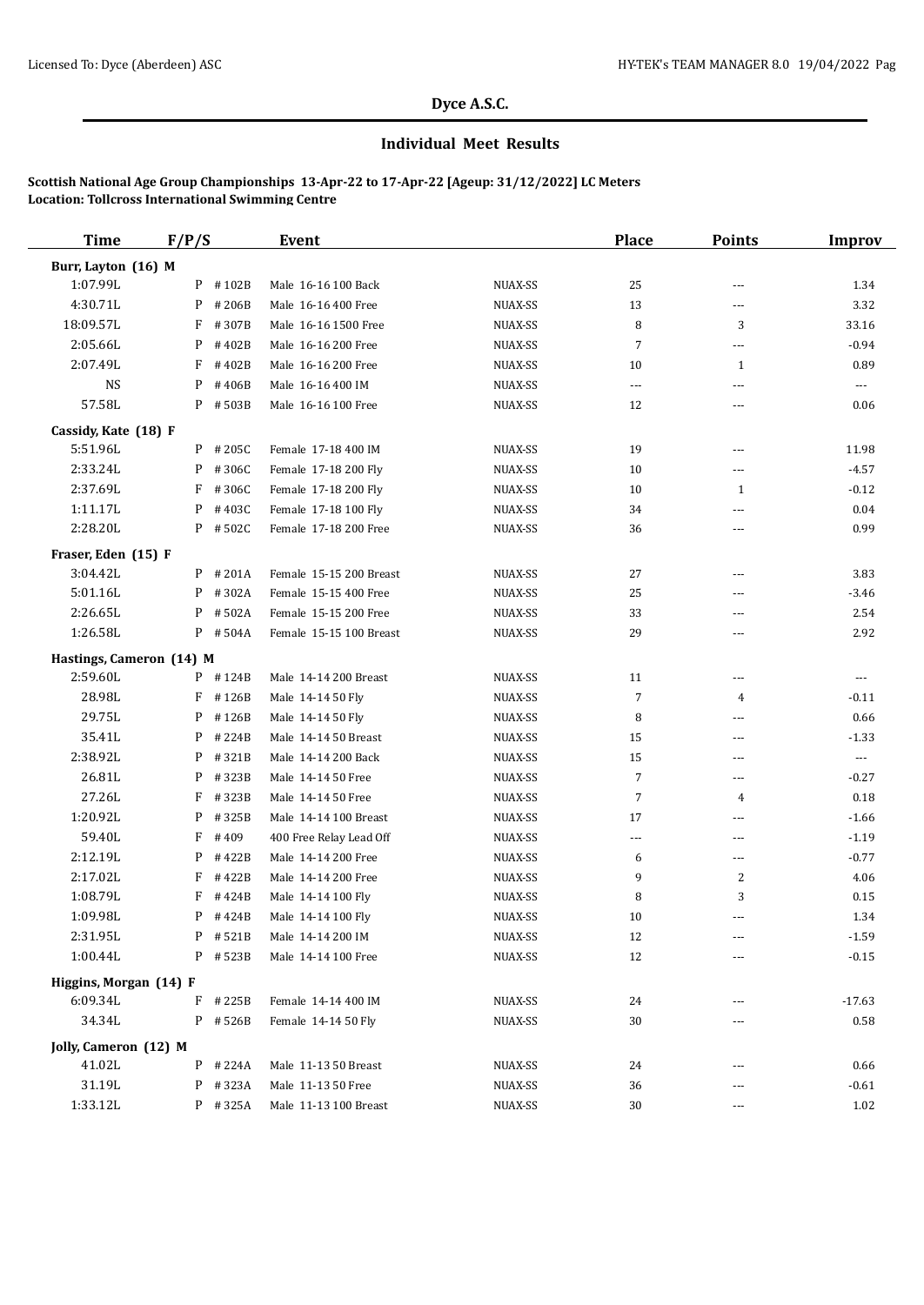## Dyce A.S.C.

### Individual Meet Results

**Scottish National Age Group Championships 13-Apr-22 to 17-Apr-22 [Ageup: 31/12/2022] LC Meters**
**Location: Tollcross International Swimming Centre**

| Time | F/P/S | | Event | | Place | Points | Improv |
|---|---|---|---|---|---|---|---|
| **Burr, Layton (16) M** | | | | | | | |
| 1:07.99L | P | #102B | Male 16-16 100 Back | NUAX-SS | 25 | --- | 1.34 |
| 4:30.71L | P | #206B | Male 16-16 400 Free | NUAX-SS | 13 | --- | 3.32 |
| 18:09.57L | F | #307B | Male 16-16 1500 Free | NUAX-SS | 8 | 3 | 33.16 |
| 2:05.66L | P | #402B | Male 16-16 200 Free | NUAX-SS | 7 | --- | -0.94 |
| 2:07.49L | F | #402B | Male 16-16 200 Free | NUAX-SS | 10 | 1 | 0.89 |
| NS | P | #406B | Male 16-16 400 IM | NUAX-SS | --- | --- | --- |
| 57.58L | P | #503B | Male 16-16 100 Free | NUAX-SS | 12 | --- | 0.06 |
| **Cassidy, Kate (18) F** | | | | | | | |
| 5:51.96L | P | #205C | Female 17-18 400 IM | NUAX-SS | 19 | --- | 11.98 |
| 2:33.24L | P | #306C | Female 17-18 200 Fly | NUAX-SS | 10 | --- | -4.57 |
| 2:37.69L | F | #306C | Female 17-18 200 Fly | NUAX-SS | 10 | 1 | -0.12 |
| 1:11.17L | P | #403C | Female 17-18 100 Fly | NUAX-SS | 34 | --- | 0.04 |
| 2:28.20L | P | #502C | Female 17-18 200 Free | NUAX-SS | 36 | --- | 0.99 |
| **Fraser, Eden (15) F** | | | | | | | |
| 3:04.42L | P | #201A | Female 15-15 200 Breast | NUAX-SS | 27 | --- | 3.83 |
| 5:01.16L | P | #302A | Female 15-15 400 Free | NUAX-SS | 25 | --- | -3.46 |
| 2:26.65L | P | #502A | Female 15-15 200 Free | NUAX-SS | 33 | --- | 2.54 |
| 1:26.58L | P | #504A | Female 15-15 100 Breast | NUAX-SS | 29 | --- | 2.92 |
| **Hastings, Cameron (14) M** | | | | | | | |
| 2:59.60L | P | #124B | Male 14-14 200 Breast | NUAX-SS | 11 | --- | --- |
| 28.98L | F | #126B | Male 14-14 50 Fly | NUAX-SS | 7 | 4 | -0.11 |
| 29.75L | P | #126B | Male 14-14 50 Fly | NUAX-SS | 8 | --- | 0.66 |
| 35.41L | P | #224B | Male 14-14 50 Breast | NUAX-SS | 15 | --- | -1.33 |
| 2:38.92L | P | #321B | Male 14-14 200 Back | NUAX-SS | 15 | --- | --- |
| 26.81L | P | #323B | Male 14-14 50 Free | NUAX-SS | 7 | --- | -0.27 |
| 27.26L | F | #323B | Male 14-14 50 Free | NUAX-SS | 7 | 4 | 0.18 |
| 1:20.92L | P | #325B | Male 14-14 100 Breast | NUAX-SS | 17 | --- | -1.66 |
| 59.40L | F | #409 | 400 Free Relay Lead Off | NUAX-SS | --- | --- | -1.19 |
| 2:12.19L | P | #422B | Male 14-14 200 Free | NUAX-SS | 6 | --- | -0.77 |
| 2:17.02L | F | #422B | Male 14-14 200 Free | NUAX-SS | 9 | 2 | 4.06 |
| 1:08.79L | F | #424B | Male 14-14 100 Fly | NUAX-SS | 8 | 3 | 0.15 |
| 1:09.98L | P | #424B | Male 14-14 100 Fly | NUAX-SS | 10 | --- | 1.34 |
| 2:31.95L | P | #521B | Male 14-14 200 IM | NUAX-SS | 12 | --- | -1.59 |
| 1:00.44L | P | #523B | Male 14-14 100 Free | NUAX-SS | 12 | --- | -0.15 |
| **Higgins, Morgan (14) F** | | | | | | | |
| 6:09.34L | F | #225B | Female 14-14 400 IM | NUAX-SS | 24 | --- | -17.63 |
| 34.34L | P | #526B | Female 14-14 50 Fly | NUAX-SS | 30 | --- | 0.58 |
| **Jolly, Cameron (12) M** | | | | | | | |
| 41.02L | P | #224A | Male 11-13 50 Breast | NUAX-SS | 24 | --- | 0.66 |
| 31.19L | P | #323A | Male 11-13 50 Free | NUAX-SS | 36 | --- | -0.61 |
| 1:33.12L | P | #325A | Male 11-13 100 Breast | NUAX-SS | 30 | --- | 1.02 |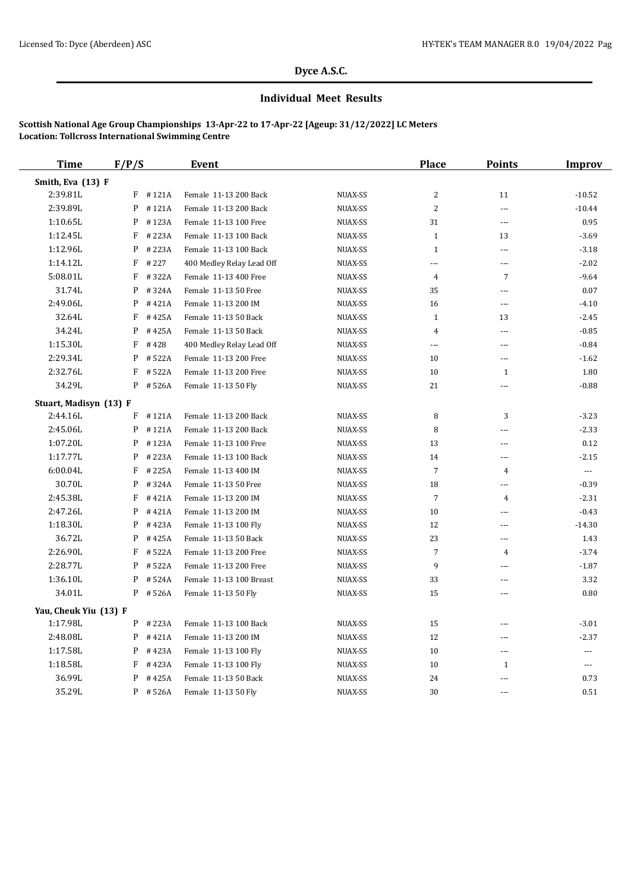## Dyce A.S.C.

### Individual Meet Results

**Scottish National Age Group Championships 13-Apr-22 to 17-Apr-22 [Ageup: 31/12/2022] LC Meters**
**Location: Tollcross International Swimming Centre**

| Time | F/P/S | | Event | | Place | Points | Improv |
|---|---|---|---|---|---|---|---|
| **Smith, Eva (13) F** | | | | | | | |
| 2:39.81L | F | #121A | Female 11-13 200 Back | NUAX-SS | 2 | 11 | -10.52 |
| 2:39.89L | P | #121A | Female 11-13 200 Back | NUAX-SS | 2 | --- | -10.44 |
| 1:10.65L | P | #123A | Female 11-13 100 Free | NUAX-SS | 31 | --- | 0.95 |
| 1:12.45L | F | #223A | Female 11-13 100 Back | NUAX-SS | 1 | 13 | -3.69 |
| 1:12.96L | P | #223A | Female 11-13 100 Back | NUAX-SS | 1 | --- | -3.18 |
| 1:14.12L | F | #227 | 400 Medley Relay Lead Off | NUAX-SS | --- | --- | -2.02 |
| 5:08.01L | F | #322A | Female 11-13 400 Free | NUAX-SS | 4 | 7 | -9.64 |
| 31.74L | P | #324A | Female 11-13 50 Free | NUAX-SS | 35 | --- | 0.07 |
| 2:49.06L | P | #421A | Female 11-13 200 IM | NUAX-SS | 16 | --- | -4.10 |
| 32.64L | F | #425A | Female 11-13 50 Back | NUAX-SS | 1 | 13 | -2.45 |
| 34.24L | P | #425A | Female 11-13 50 Back | NUAX-SS | 4 | --- | -0.85 |
| 1:15.30L | F | #428 | 400 Medley Relay Lead Off | NUAX-SS | --- | --- | -0.84 |
| 2:29.34L | P | #522A | Female 11-13 200 Free | NUAX-SS | 10 | --- | -1.62 |
| 2:32.76L | F | #522A | Female 11-13 200 Free | NUAX-SS | 10 | 1 | 1.80 |
| 34.29L | P | #526A | Female 11-13 50 Fly | NUAX-SS | 21 | --- | -0.88 |
| **Stuart, Madisyn (13) F** | | | | | | | |
| 2:44.16L | F | #121A | Female 11-13 200 Back | NUAX-SS | 8 | 3 | -3.23 |
| 2:45.06L | P | #121A | Female 11-13 200 Back | NUAX-SS | 8 | --- | -2.33 |
| 1:07.20L | P | #123A | Female 11-13 100 Free | NUAX-SS | 13 | --- | 0.12 |
| 1:17.77L | P | #223A | Female 11-13 100 Back | NUAX-SS | 14 | --- | -2.15 |
| 6:00.04L | F | #225A | Female 11-13 400 IM | NUAX-SS | 7 | 4 | --- |
| 30.70L | P | #324A | Female 11-13 50 Free | NUAX-SS | 18 | --- | -0.39 |
| 2:45.38L | F | #421A | Female 11-13 200 IM | NUAX-SS | 7 | 4 | -2.31 |
| 2:47.26L | P | #421A | Female 11-13 200 IM | NUAX-SS | 10 | --- | -0.43 |
| 1:18.30L | P | #423A | Female 11-13 100 Fly | NUAX-SS | 12 | --- | -14.30 |
| 36.72L | P | #425A | Female 11-13 50 Back | NUAX-SS | 23 | --- | 1.43 |
| 2:26.90L | F | #522A | Female 11-13 200 Free | NUAX-SS | 7 | 4 | -3.74 |
| 2:28.77L | P | #522A | Female 11-13 200 Free | NUAX-SS | 9 | --- | -1.87 |
| 1:36.10L | P | #524A | Female 11-13 100 Breast | NUAX-SS | 33 | --- | 3.32 |
| 34.01L | P | #526A | Female 11-13 50 Fly | NUAX-SS | 15 | --- | 0.80 |
| **Yau, Cheuk Yiu (13) F** | | | | | | | |
| 1:17.98L | P | #223A | Female 11-13 100 Back | NUAX-SS | 15 | --- | -3.01 |
| 2:48.08L | P | #421A | Female 11-13 200 IM | NUAX-SS | 12 | --- | -2.37 |
| 1:17.58L | P | #423A | Female 11-13 100 Fly | NUAX-SS | 10 | --- | --- |
| 1:18.58L | F | #423A | Female 11-13 100 Fly | NUAX-SS | 10 | 1 | --- |
| 36.99L | P | #425A | Female 11-13 50 Back | NUAX-SS | 24 | --- | 0.73 |
| 35.29L | P | #526A | Female 11-13 50 Fly | NUAX-SS | 30 | --- | 0.51 |